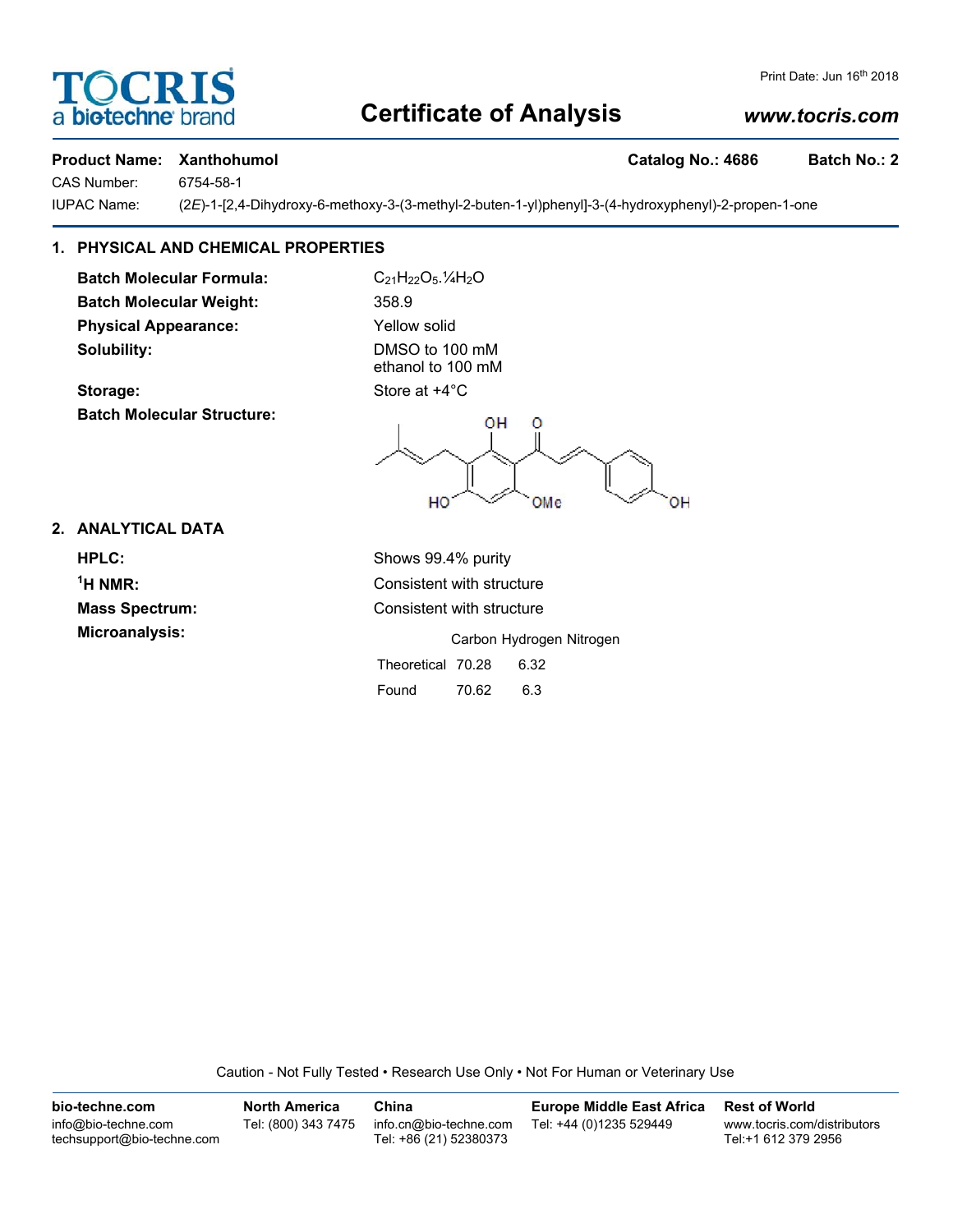# Certificate of Analysis

Print Date: Jun 16th 2018

www.tocris.com

**Product Name: Xanthohumol** **Catalog No.: 4686** **Batch No.: 2**

CAS Number: 6754-58-1

IUPAC Name: (2*E*)-1-[2,4-Dihydroxy-6-methoxy-3-(3-methyl-2-buten-1-yl)phenyl]-3-(4-hydroxyphenyl)-2-propen-1-one

## 1. PHYSICAL AND CHEMICAL PROPERTIES

**Batch Molecular Formula:** $C_{21}H_{22}O_5.¼H_2O$

**Batch Molecular Weight:** 358.9

**Physical Appearance:** Yellow solid

**Solubility:** DMSO to 100 mM
ethanol to 100 mM

**Storage:** Store at +4°C

**Batch Molecular Structure:**

## 2. ANALYTICAL DATA

**HPLC:** Shows 99.4% purity

**$^1$H NMR:** Consistent with structure

**Mass Spectrum:** Consistent with structure

**Microanalysis:**

| | Carbon | Hydrogen | Nitrogen |
|---|---|---|---|
| Theoretical | 70.28 | 6.32 | |
| Found | 70.62 | 6.3 | |

Caution - Not Fully Tested • Research Use Only • Not For Human or Veterinary Use

**bio-techne.com**
info@bio-techne.com
techsupport@bio-techne.com

**North America**
Tel: (800) 343 7475

**China**
info.cn@bio-techne.com
Tel: +86 (21) 52380373

**Europe Middle East Africa**
Tel: +44 (0)1235 529449

**Rest of World**
www.tocris.com/distributors
Tel:+1 612 379 2956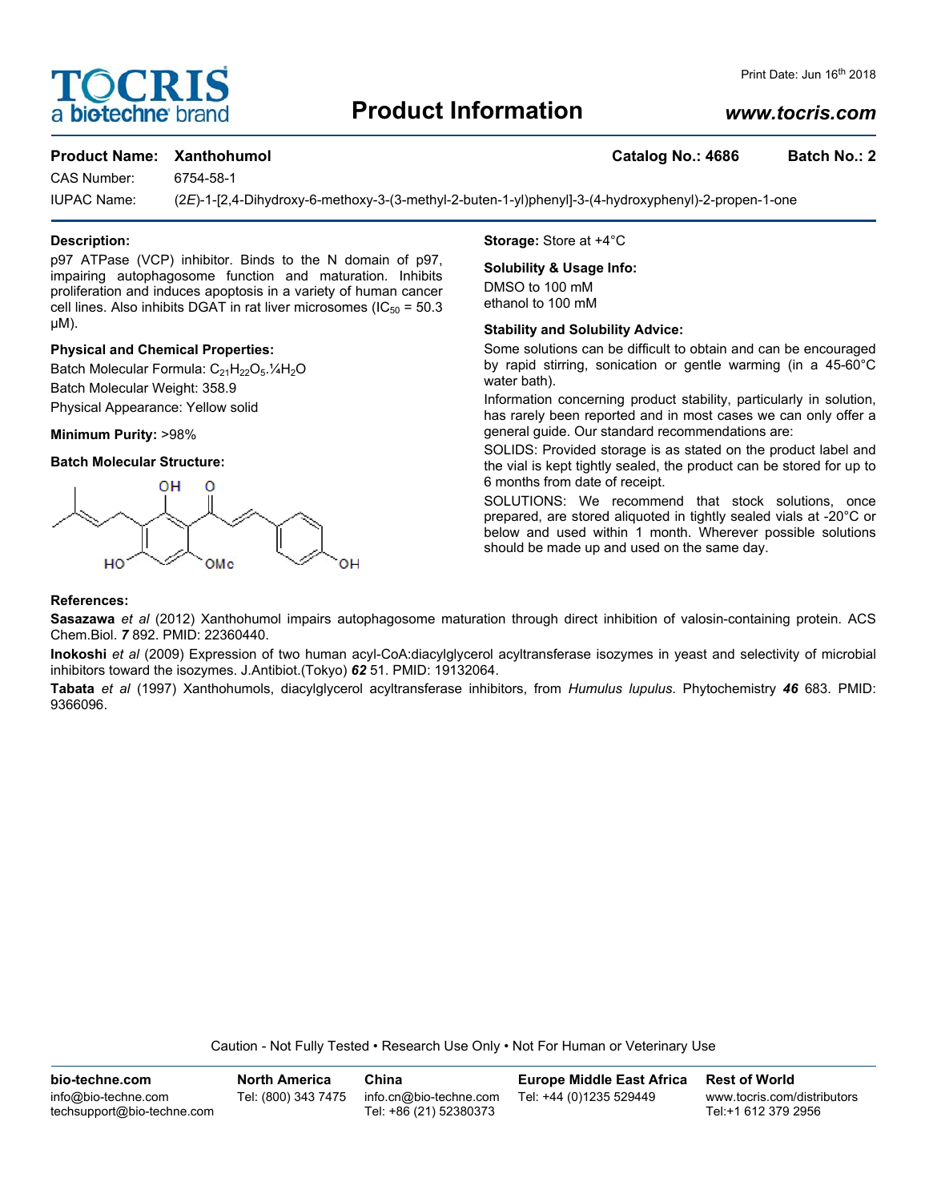# Product Information

www.tocris.com

Print Date: Jun 16th 2018

**Product Name: Xanthohumol** **Catalog No.: 4686** **Batch No.: 2**

CAS Number: 6754-58-1

IUPAC Name: (2*E*)-1-[2,4-Dihydroxy-6-methoxy-3-(3-methyl-2-buten-1-yl)phenyl]-3-(4-hydroxyphenyl)-2-propen-1-one

### Description:

p97 ATPase (VCP) inhibitor. Binds to the N domain of p97, impairing autophagosome function and maturation. Inhibits proliferation and induces apoptosis in a variety of human cancer cell lines. Also inhibits DGAT in rat liver microsomes ($IC_{50}$ = 50.3 μM).

### Physical and Chemical Properties:

Batch Molecular Formula: $C_{21}H_{22}O_5.¼H_2O$

Batch Molecular Weight: 358.9

Physical Appearance: Yellow solid

**Minimum Purity:** >98%

### Batch Molecular Structure:

OH O

HO OMe OH

**Storage:** Store at +4°C

### Solubility & Usage Info:

DMSO to 100 mM

ethanol to 100 mM

### Stability and Solubility Advice:

Some solutions can be difficult to obtain and can be encouraged by rapid stirring, sonication or gentle warming (in a 45-60°C water bath).

Information concerning product stability, particularly in solution, has rarely been reported and in most cases we can only offer a general guide. Our standard recommendations are:

SOLIDS: Provided storage is as stated on the product label and the vial is kept tightly sealed, the product can be stored for up to 6 months from date of receipt.

SOLUTIONS: We recommend that stock solutions, once prepared, are stored aliquoted in tightly sealed vials at -20°C or below and used within 1 month. Wherever possible solutions should be made up and used on the same day.

### References:

**Sasazawa** *et al* (2012) Xanthohumol impairs autophagosome maturation through direct inhibition of valosin-containing protein. ACS Chem.Biol. ***7*** 892. PMID: 22360440.

**Inokoshi** *et al* (2009) Expression of two human acyl-CoA:diacylglycerol acyltransferase isozymes in yeast and selectivity of microbial inhibitors toward the isozymes. J.Antibiot.(Tokyo) ***62*** 51. PMID: 19132064.

**Tabata** *et al* (1997) Xanthohumols, diacylglycerol acyltransferase inhibitors, from *Humulus lupulus*. Phytochemistry ***46*** 683. PMID: 9366096.

Caution - Not Fully Tested • Research Use Only • Not For Human or Veterinary Use

**bio-techne.com** info@bio-techne.com techsupport@bio-techne.com

**North America** Tel: (800) 343 7475

**China** info.cn@bio-techne.com Tel: +86 (21) 52380373

**Europe Middle East Africa** Tel: +44 (0)1235 529449

**Rest of World** www.tocris.com/distributors Tel:+1 612 379 2956